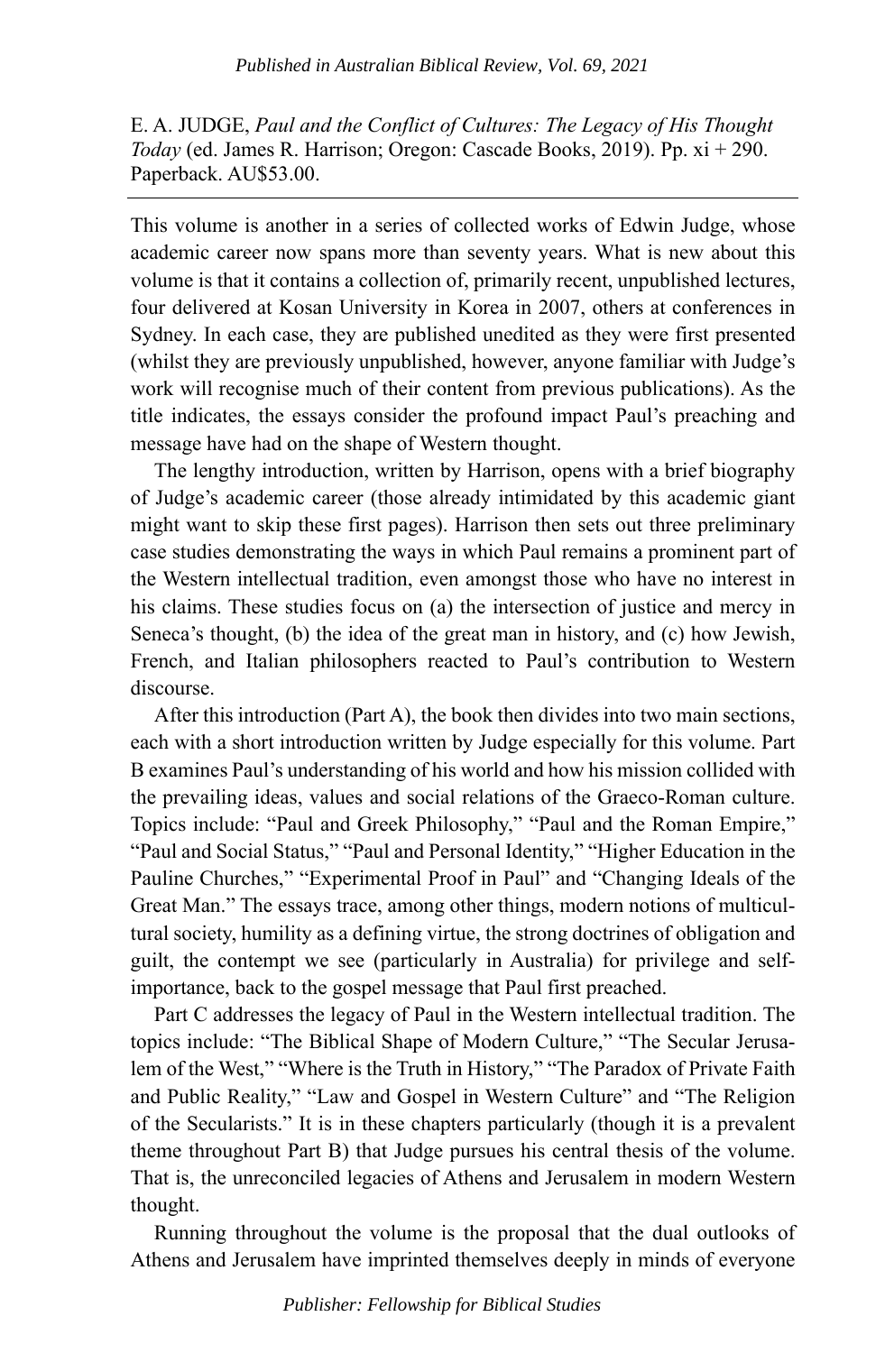E. A. JUDGE, *Paul and the Conflict of Cultures: The Legacy of His Thought Today* (ed. James R. Harrison; Oregon: Cascade Books, 2019). Pp. xi + 290. Paperback. AU$53.00.

---

This volume is another in a series of collected works of Edwin Judge, whose academic career now spans more than seventy years. What is new about this volume is that it contains a collection of, primarily recent, unpublished lectures, four delivered at Kosan University in Korea in 2007, others at conferences in Sydney. In each case, they are published unedited as they were first presented (whilst they are previously unpublished, however, anyone familiar with Judge's work will recognise much of their content from previous publications). As the title indicates, the essays consider the profound impact Paul's preaching and message have had on the shape of Western thought.

The lengthy introduction, written by Harrison, opens with a brief biography of Judge's academic career (those already intimidated by this academic giant might want to skip these first pages). Harrison then sets out three preliminary case studies demonstrating the ways in which Paul remains a prominent part of the Western intellectual tradition, even amongst those who have no interest in his claims. These studies focus on (a) the intersection of justice and mercy in Seneca's thought, (b) the idea of the great man in history, and (c) how Jewish, French, and Italian philosophers reacted to Paul's contribution to Western discourse.

After this introduction (Part A), the book then divides into two main sections, each with a short introduction written by Judge especially for this volume. Part B examines Paul's understanding of his world and how his mission collided with the prevailing ideas, values and social relations of the Graeco-Roman culture. Topics include: "Paul and Greek Philosophy," "Paul and the Roman Empire," "Paul and Social Status," "Paul and Personal Identity," "Higher Education in the Pauline Churches," "Experimental Proof in Paul" and "Changing Ideals of the Great Man." The essays trace, among other things, modern notions of multicultural society, humility as a defining virtue, the strong doctrines of obligation and guilt, the contempt we see (particularly in Australia) for privilege and self-importance, back to the gospel message that Paul first preached.

Part C addresses the legacy of Paul in the Western intellectual tradition. The topics include: "The Biblical Shape of Modern Culture," "The Secular Jerusalem of the West," "Where is the Truth in History," "The Paradox of Private Faith and Public Reality," "Law and Gospel in Western Culture" and "The Religion of the Secularists." It is in these chapters particularly (though it is a prevalent theme throughout Part B) that Judge pursues his central thesis of the volume. That is, the unreconciled legacies of Athens and Jerusalem in modern Western thought.

Running throughout the volume is the proposal that the dual outlooks of Athens and Jerusalem have imprinted themselves deeply in minds of everyone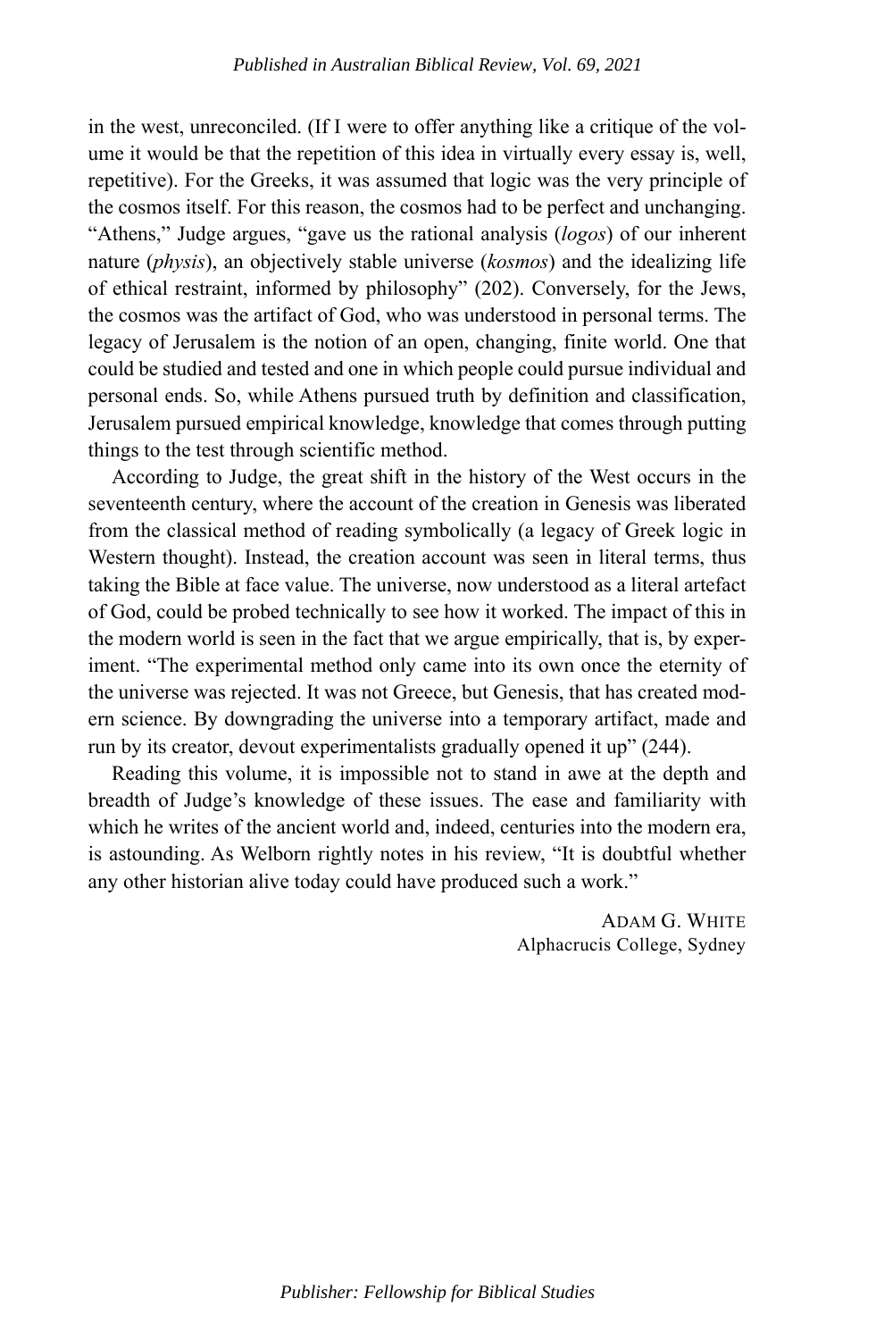in the west, unreconciled. (If I were to offer anything like a critique of the volume it would be that the repetition of this idea in virtually every essay is, well, repetitive). For the Greeks, it was assumed that logic was the very principle of the cosmos itself. For this reason, the cosmos had to be perfect and unchanging. "Athens," Judge argues, "gave us the rational analysis (*logos*) of our inherent nature (*physis*), an objectively stable universe (*kosmos*) and the idealizing life of ethical restraint, informed by philosophy" (202). Conversely, for the Jews, the cosmos was the artifact of God, who was understood in personal terms. The legacy of Jerusalem is the notion of an open, changing, finite world. One that could be studied and tested and one in which people could pursue individual and personal ends. So, while Athens pursued truth by definition and classification, Jerusalem pursued empirical knowledge, knowledge that comes through putting things to the test through scientific method.

According to Judge, the great shift in the history of the West occurs in the seventeenth century, where the account of the creation in Genesis was liberated from the classical method of reading symbolically (a legacy of Greek logic in Western thought). Instead, the creation account was seen in literal terms, thus taking the Bible at face value. The universe, now understood as a literal artefact of God, could be probed technically to see how it worked. The impact of this in the modern world is seen in the fact that we argue empirically, that is, by experiment. "The experimental method only came into its own once the eternity of the universe was rejected. It was not Greece, but Genesis, that has created modern science. By downgrading the universe into a temporary artifact, made and run by its creator, devout experimentalists gradually opened it up" (244).

Reading this volume, it is impossible not to stand in awe at the depth and breadth of Judge's knowledge of these issues. The ease and familiarity with which he writes of the ancient world and, indeed, centuries into the modern era, is astounding. As Welborn rightly notes in his review, "It is doubtful whether any other historian alive today could have produced such a work."

Adam G. White
Alphacrucis College, Sydney